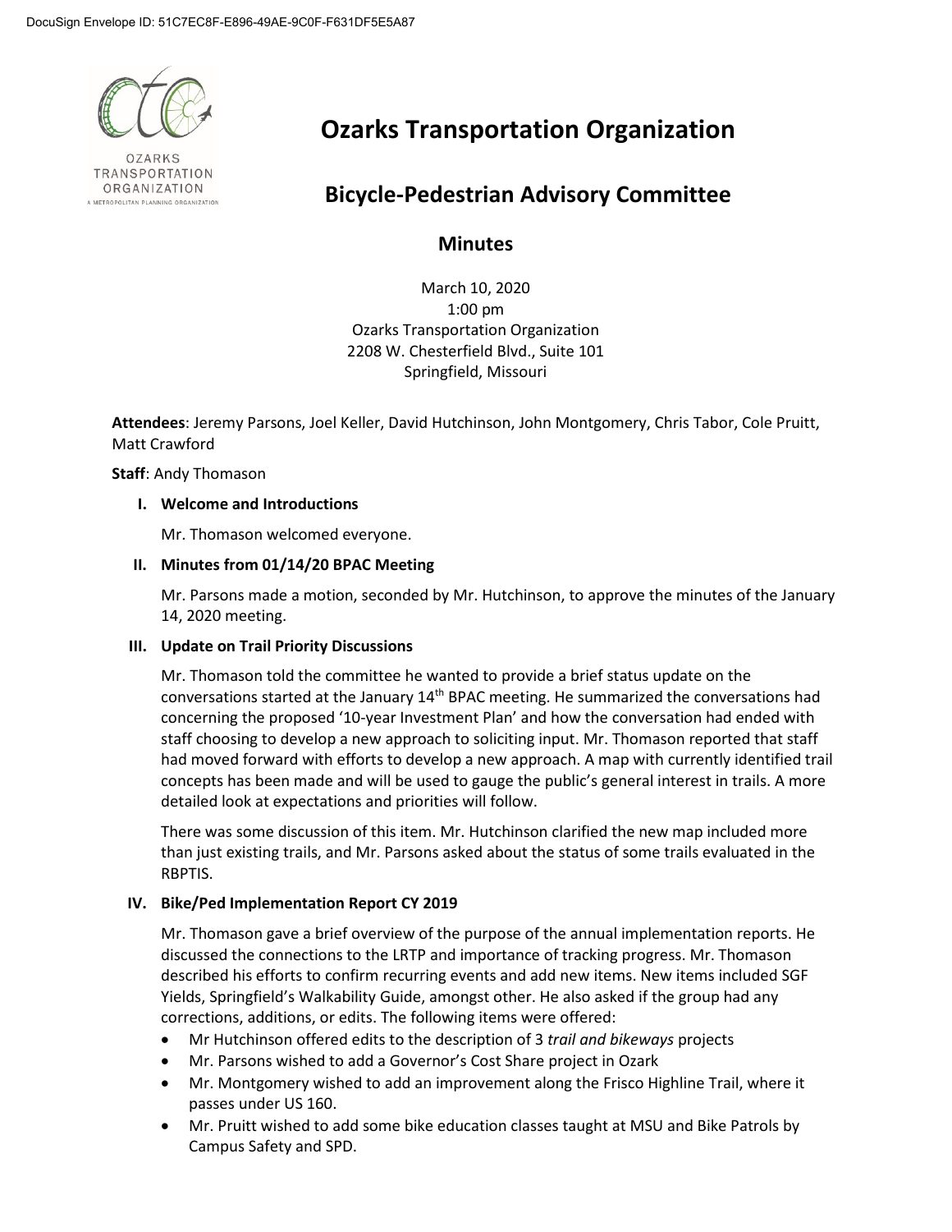# Ozarks Transportation Organization

## Bicycle-Pedestrian Advisory Committee

### Minutes

March 10, 2020
1:00 pm
Ozarks Transportation Organization
2208 W. Chesterfield Blvd., Suite 101
Springfield, Missouri

**Attendees**: Jeremy Parsons, Joel Keller, David Hutchinson, John Montgomery, Chris Tabor, Cole Pruitt, Matt Crawford

**Staff**: Andy Thomason

**I. Welcome and Introductions**

Mr. Thomason welcomed everyone.

**II. Minutes from 01/14/20 BPAC Meeting**

Mr. Parsons made a motion, seconded by Mr. Hutchinson, to approve the minutes of the January 14, 2020 meeting.

**III. Update on Trail Priority Discussions**

Mr. Thomason told the committee he wanted to provide a brief status update on the conversations started at the January 14th BPAC meeting. He summarized the conversations had concerning the proposed '10-year Investment Plan' and how the conversation had ended with staff choosing to develop a new approach to soliciting input. Mr. Thomason reported that staff had moved forward with efforts to develop a new approach. A map with currently identified trail concepts has been made and will be used to gauge the public's general interest in trails. A more detailed look at expectations and priorities will follow.

There was some discussion of this item. Mr. Hutchinson clarified the new map included more than just existing trails, and Mr. Parsons asked about the status of some trails evaluated in the RBPTIS.

**IV. Bike/Ped Implementation Report CY 2019**

Mr. Thomason gave a brief overview of the purpose of the annual implementation reports. He discussed the connections to the LRTP and importance of tracking progress. Mr. Thomason described his efforts to confirm recurring events and add new items. New items included SGF Yields, Springfield's Walkability Guide, amongst other. He also asked if the group had any corrections, additions, or edits. The following items were offered:

- Mr Hutchinson offered edits to the description of 3 *trail and bikeways* projects
- Mr. Parsons wished to add a Governor's Cost Share project in Ozark
- Mr. Montgomery wished to add an improvement along the Frisco Highline Trail, where it passes under US 160.
- Mr. Pruitt wished to add some bike education classes taught at MSU and Bike Patrols by Campus Safety and SPD.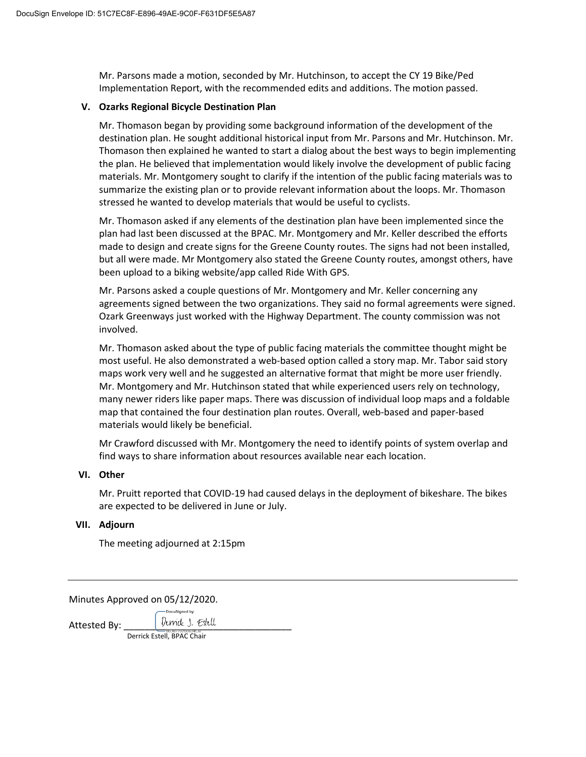Mr. Parsons made a motion, seconded by Mr. Hutchinson, to accept the CY 19 Bike/Ped Implementation Report, with the recommended edits and additions. The motion passed.

**V. Ozarks Regional Bicycle Destination Plan**

Mr. Thomason began by providing some background information of the development of the destination plan. He sought additional historical input from Mr. Parsons and Mr. Hutchinson. Mr. Thomason then explained he wanted to start a dialog about the best ways to begin implementing the plan. He believed that implementation would likely involve the development of public facing materials. Mr. Montgomery sought to clarify if the intention of the public facing materials was to summarize the existing plan or to provide relevant information about the loops. Mr. Thomason stressed he wanted to develop materials that would be useful to cyclists.

Mr. Thomason asked if any elements of the destination plan have been implemented since the plan had last been discussed at the BPAC. Mr. Montgomery and Mr. Keller described the efforts made to design and create signs for the Greene County routes. The signs had not been installed, but all were made. Mr Montgomery also stated the Greene County routes, amongst others, have been upload to a biking website/app called Ride With GPS.

Mr. Parsons asked a couple questions of Mr. Montgomery and Mr. Keller concerning any agreements signed between the two organizations. They said no formal agreements were signed. Ozark Greenways just worked with the Highway Department. The county commission was not involved.

Mr. Thomason asked about the type of public facing materials the committee thought might be most useful. He also demonstrated a web-based option called a story map. Mr. Tabor said story maps work very well and he suggested an alternative format that might be more user friendly. Mr. Montgomery and Mr. Hutchinson stated that while experienced users rely on technology, many newer riders like paper maps. There was discussion of individual loop maps and a foldable map that contained the four destination plan routes. Overall, web-based and paper-based materials would likely be beneficial.

Mr Crawford discussed with Mr. Montgomery the need to identify points of system overlap and find ways to share information about resources available near each location.

**VI. Other**

Mr. Pruitt reported that COVID-19 had caused delays in the deployment of bikeshare. The bikes are expected to be delivered in June or July.

**VII. Adjourn**

The meeting adjourned at 2:15pm

---

Minutes Approved on 05/12/2020.

Attested By: Derrick J. Estell

Derrick Estell, BPAC Chair